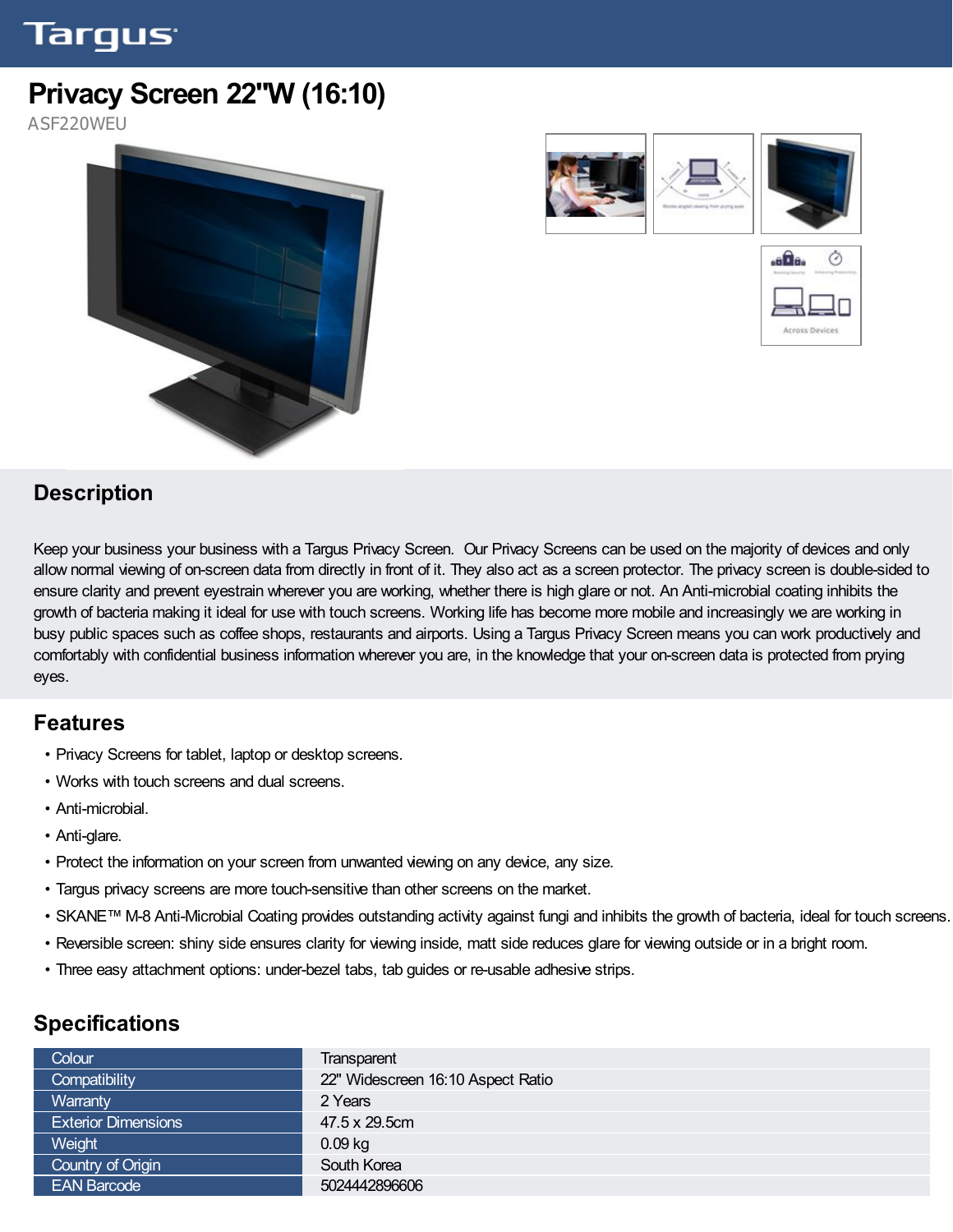Targus

# Privacy Screen 22"W (16:10)

ASF220WEU

## Description

Keep your business your business with a Targus Privacy Screen. Our Privacy Screens can be used on the majority of devices and only allow normal viewing of on-screen data from directly in front of it. They also act as a screen protector. The privacy screen is double-sided to ensure clarity and prevent eyestrain wherever you are working, whether there is high glare or not. An Anti-microbial coating inhibits the growth of bacteria making it ideal for use with touch screens. Working life has become more mobile and increasingly we are working in busy public spaces such as coffee shops, restaurants and airports. Using a Targus Privacy Screen means you can work productively and comfortably with confidential business information wherever you are, in the knowledge that your on-screen data is protected from prying eyes.

## Features

- Privacy Screens for tablet, laptop or desktop screens.
- Works with touch screens and dual screens.
- Anti-microbial.
- Anti-glare.
- Protect the information on your screen from unwanted viewing on any device, any size.
- Targus privacy screens are more touch-sensitive than other screens on the market.
- SKANE™ M-8 Anti-Microbial Coating provides outstanding activity against fungi and inhibits the growth of bacteria, ideal for touch screens.
- Reversible screen: shiny side ensures clarity for viewing inside, matt side reduces glare for viewing outside or in a bright room.
- Three easy attachment options: under-bezel tabs, tab guides or re-usable adhesive strips.

## Specifications

| | |
|---|---|
| Colour | Transparent |
| Compatibility | 22" Widescreen 16:10 Aspect Ratio |
| Warranty | 2 Years |
| Exterior Dimensions | 47.5 x 29.5cm |
| Weight | 0.09 kg |
| Country of Origin | South Korea |
| EAN Barcode | 5024442896606 |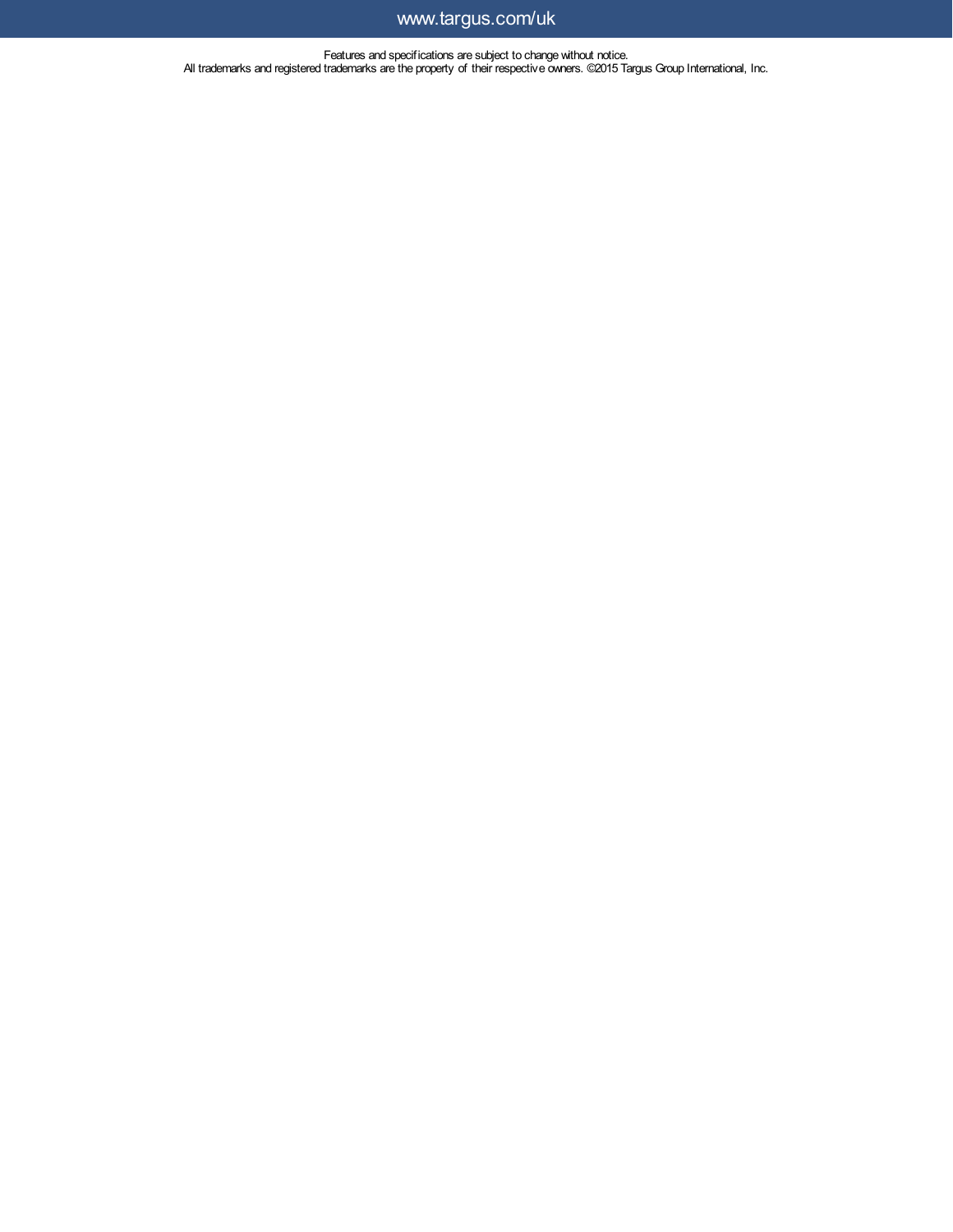www.targus.com/uk

Features and specifications are subject to change without notice.
All trademarks and registered trademarks are the property of their respective owners. ©2015 Targus Group International, Inc.